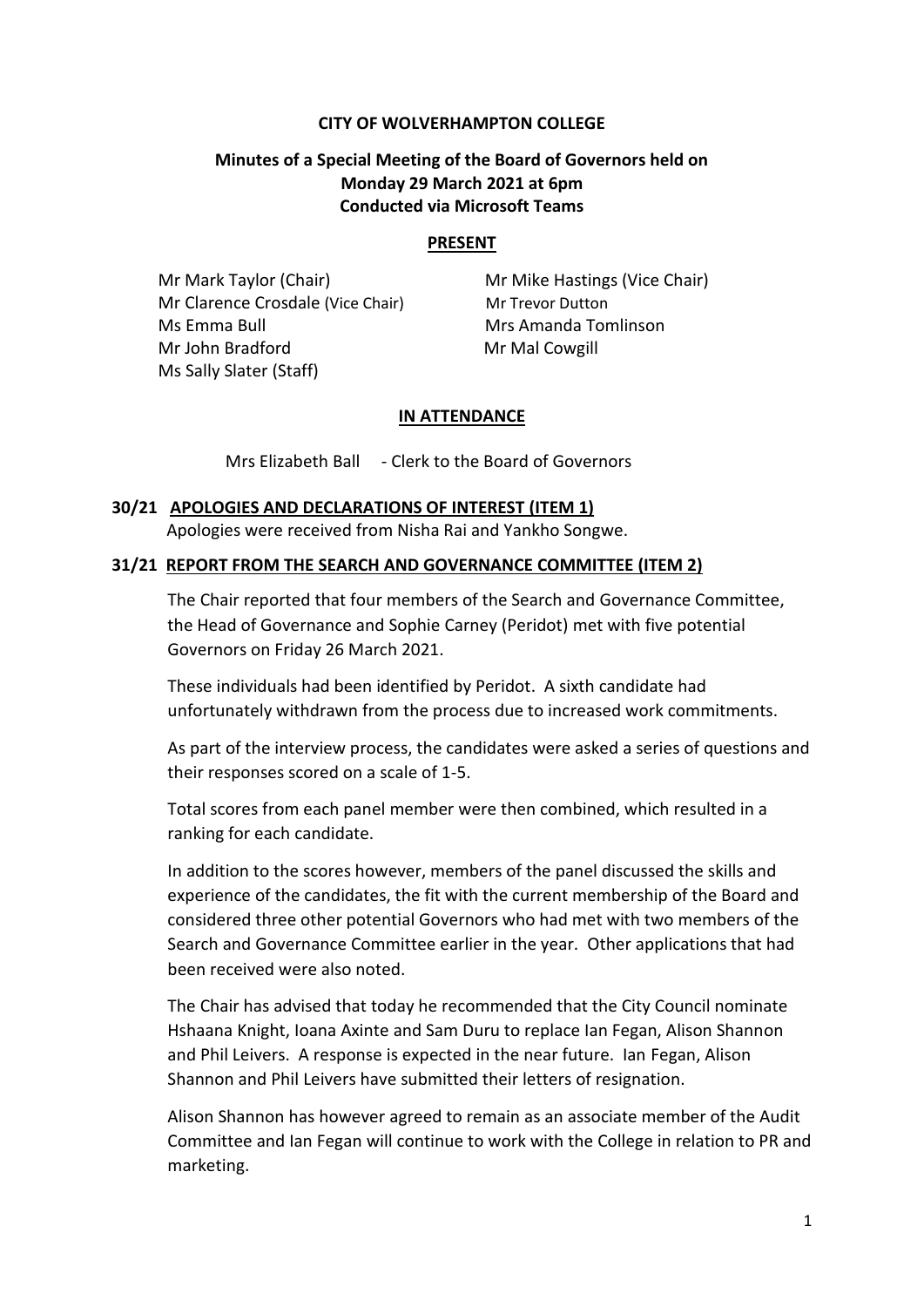**CITY OF WOLVERHAMPTON COLLEGE**

**Minutes of a Special Meeting of the Board of Governors held on Monday 29 March 2021 at 6pm Conducted via Microsoft Teams**

**PRESENT**

Mr Mark Taylor (Chair)
Mr Mike Hastings (Vice Chair)
Mr Clarence Crosdale (Vice Chair)
Mr Trevor Dutton
Ms Emma Bull
Mrs Amanda Tomlinson
Mr John Bradford
Mr Mal Cowgill
Ms Sally Slater (Staff)

**IN ATTENDANCE**

Mrs Elizabeth Ball - Clerk to the Board of Governors

**30/21 APOLOGIES AND DECLARATIONS OF INTEREST (ITEM 1)**

Apologies were received from Nisha Rai and Yankho Songwe.

**31/21 REPORT FROM THE SEARCH AND GOVERNANCE COMMITTEE (ITEM 2)**

The Chair reported that four members of the Search and Governance Committee, the Head of Governance and Sophie Carney (Peridot) met with five potential Governors on Friday 26 March 2021.

These individuals had been identified by Peridot. A sixth candidate had unfortunately withdrawn from the process due to increased work commitments.

As part of the interview process, the candidates were asked a series of questions and their responses scored on a scale of 1-5.

Total scores from each panel member were then combined, which resulted in a ranking for each candidate.

In addition to the scores however, members of the panel discussed the skills and experience of the candidates, the fit with the current membership of the Board and considered three other potential Governors who had met with two members of the Search and Governance Committee earlier in the year. Other applications that had been received were also noted.

The Chair has advised that today he recommended that the City Council nominate Hshaana Knight, Ioana Axinte and Sam Duru to replace Ian Fegan, Alison Shannon and Phil Leivers. A response is expected in the near future. Ian Fegan, Alison Shannon and Phil Leivers have submitted their letters of resignation.

Alison Shannon has however agreed to remain as an associate member of the Audit Committee and Ian Fegan will continue to work with the College in relation to PR and marketing.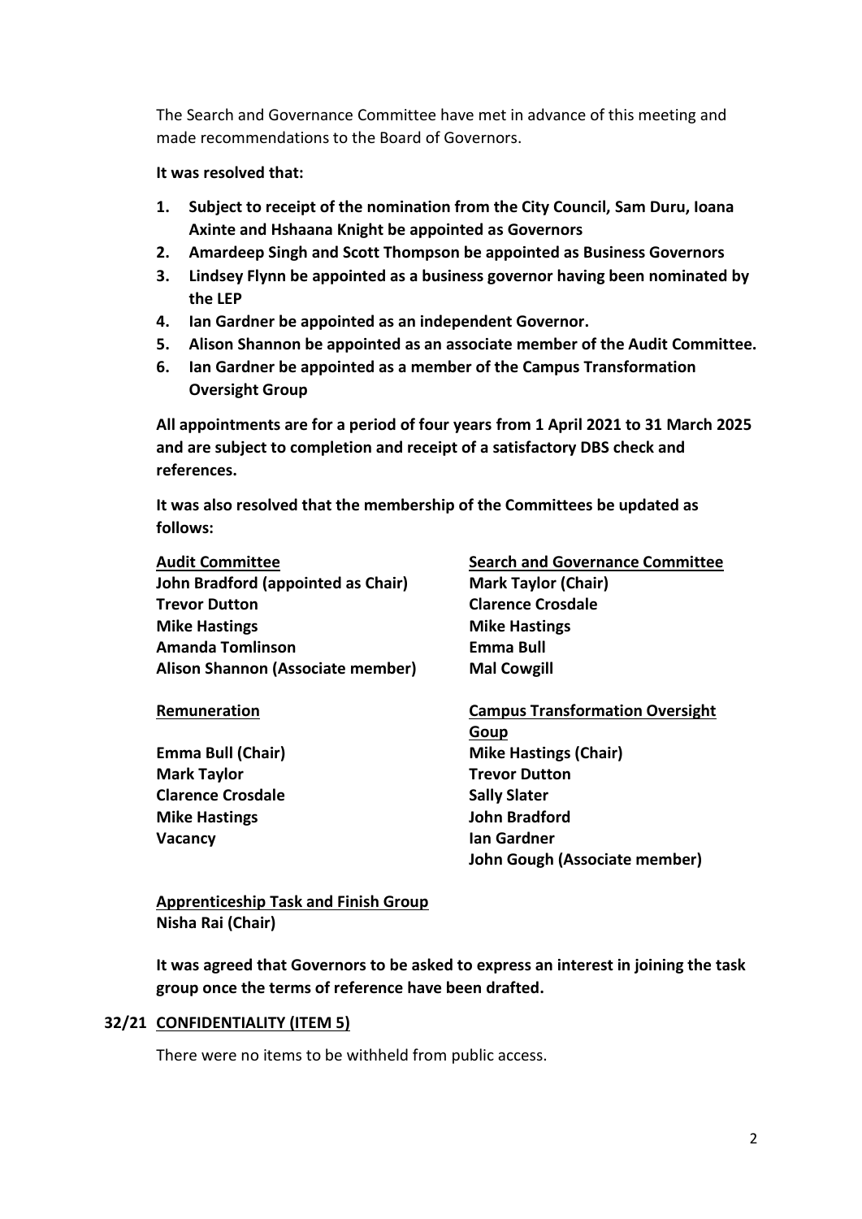The Search and Governance Committee have met in advance of this meeting and made recommendations to the Board of Governors.

**It was resolved that:**

1. **Subject to receipt of the nomination from the City Council, Sam Duru, Ioana Axinte and Hshaana Knight be appointed as Governors**
2. **Amardeep Singh and Scott Thompson be appointed as Business Governors**
3. **Lindsey Flynn be appointed as a business governor having been nominated by the LEP**
4. **Ian Gardner be appointed as an independent Governor.**
5. **Alison Shannon be appointed as an associate member of the Audit Committee.**
6. **Ian Gardner be appointed as a member of the Campus Transformation Oversight Group**

**All appointments are for a period of four years from 1 April 2021 to 31 March 2025 and are subject to completion and receipt of a satisfactory DBS check and references.**

**It was also resolved that the membership of the Committees be updated as follows:**

**<u>Audit Committee</u>**
**John Bradford (appointed as Chair)**
**Trevor Dutton**
**Mike Hastings**
**Amanda Tomlinson**
**Alison Shannon (Associate member)**

**<u>Search and Governance Committee</u>**
**Mark Taylor (Chair)**
**Clarence Crosdale**
**Mike Hastings**
**Emma Bull**
**Mal Cowgill**

**<u>Remuneration</u>**
**Emma Bull (Chair)**
**Mark Taylor**
**Clarence Crosdale**
**Mike Hastings**
**Vacancy**

**<u>Campus Transformation Oversight Goup</u>**
**Mike Hastings (Chair)**
**Trevor Dutton**
**Sally Slater**
**John Bradford**
**Ian Gardner**
**John Gough (Associate member)**

**<u>Apprenticeship Task and Finish Group</u>**
**Nisha Rai (Chair)**

**It was agreed that Governors to be asked to express an interest in joining the task group once the terms of reference have been drafted.**

**32/21 <u>CONFIDENTIALITY (ITEM 5)</u>**

There were no items to be withheld from public access.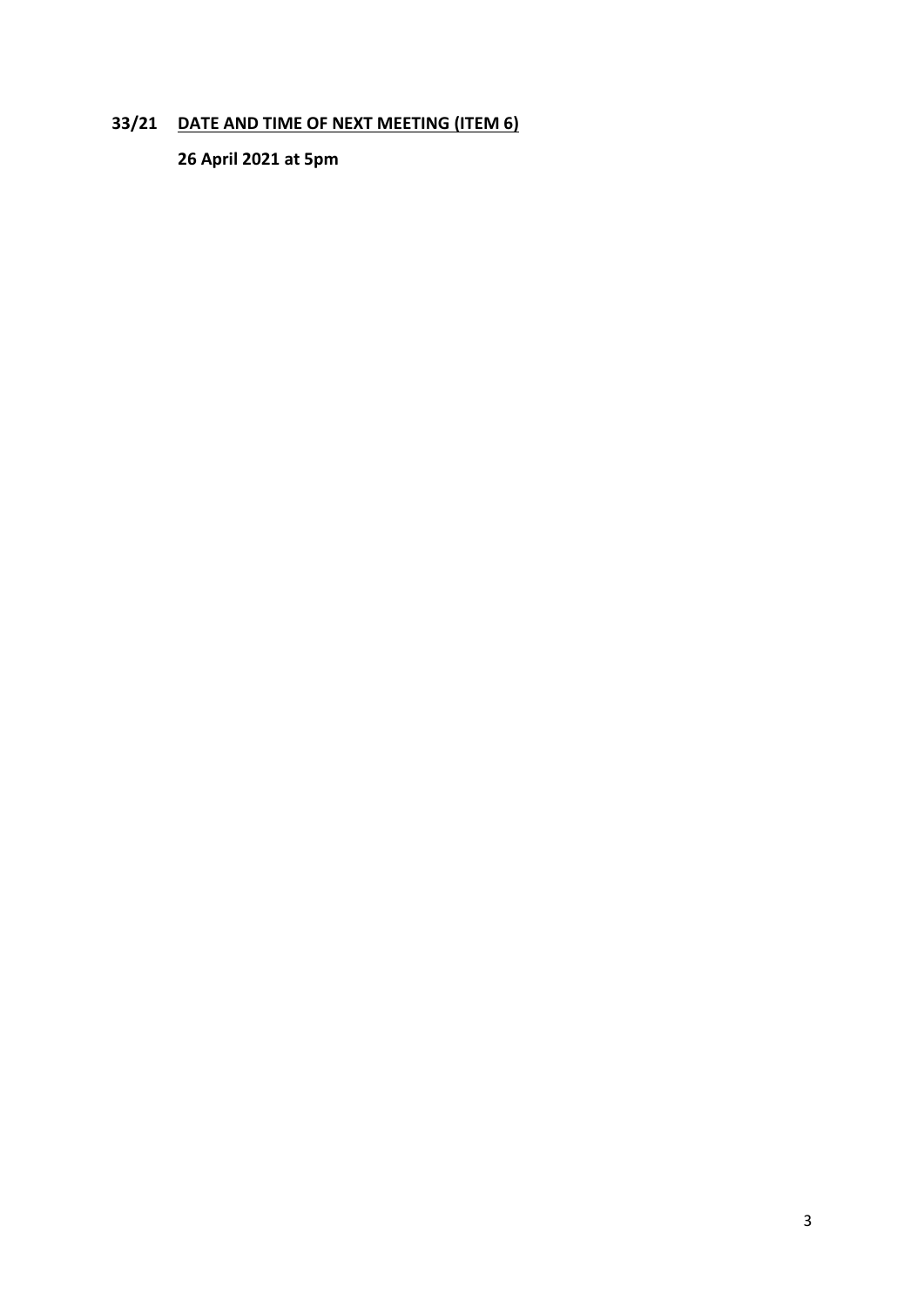**33/21 <u>DATE AND TIME OF NEXT MEETING (ITEM 6)</u>**

**26 April 2021 at 5pm**